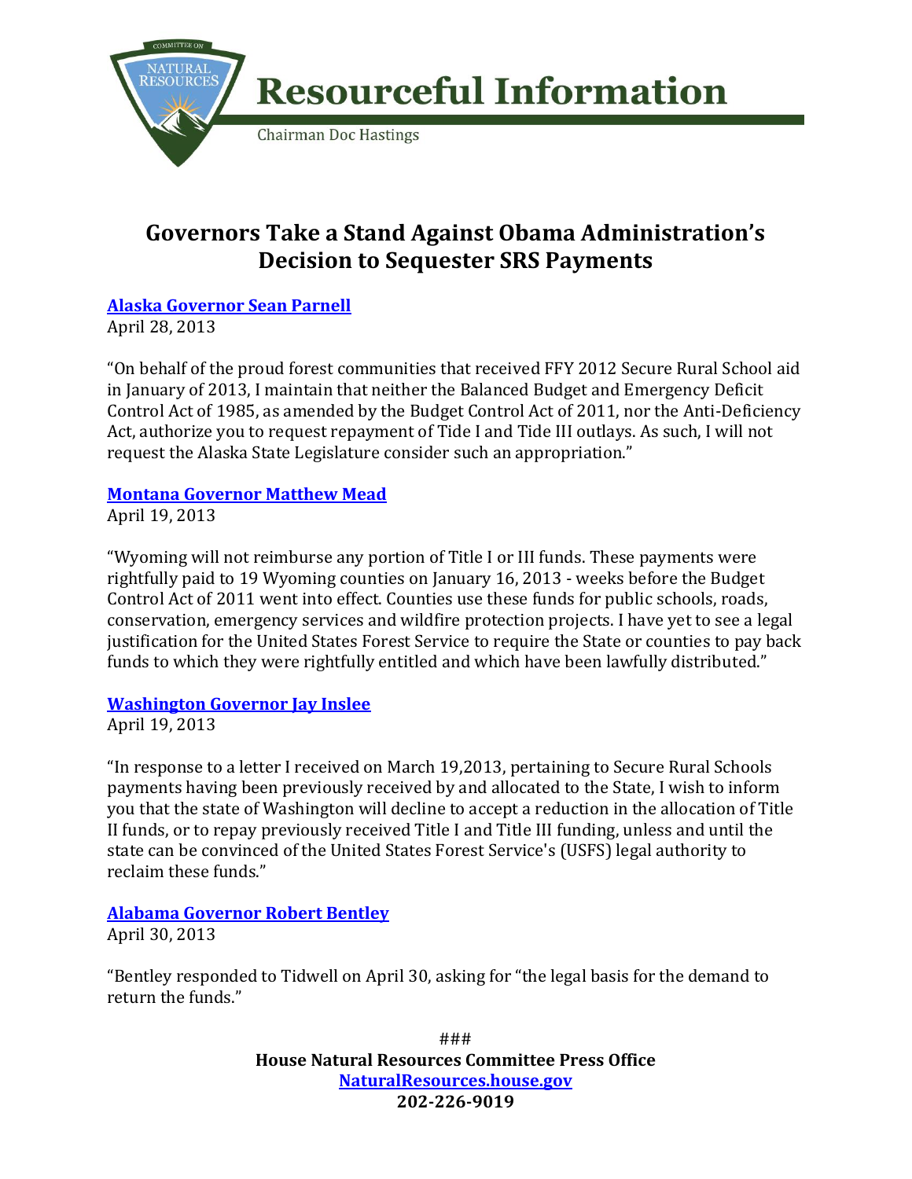COMMITTEE ON NATURAL RESOURCES

# Resourceful Information

Chairman Doc Hastings

## Governors Take a Stand Against Obama Administration's Decision to Sequester SRS Payments

**Alaska Governor Sean Parnell**
April 28, 2013

"On behalf of the proud forest communities that received FFY 2012 Secure Rural School aid in January of 2013, I maintain that neither the Balanced Budget and Emergency Deficit Control Act of 1985, as amended by the Budget Control Act of 2011, nor the Anti-Deficiency Act, authorize you to request repayment of Tide I and Tide III outlays. As such, I will not request the Alaska State Legislature consider such an appropriation."

**Montana Governor Matthew Mead**
April 19, 2013

"Wyoming will not reimburse any portion of Title I or III funds. These payments were rightfully paid to 19 Wyoming counties on January 16, 2013 - weeks before the Budget Control Act of 2011 went into effect. Counties use these funds for public schools, roads, conservation, emergency services and wildfire protection projects. I have yet to see a legal justification for the United States Forest Service to require the State or counties to pay back funds to which they were rightfully entitled and which have been lawfully distributed."

**Washington Governor Jay Inslee**
April 19, 2013

"In response to a letter I received on March 19,2013, pertaining to Secure Rural Schools payments having been previously received by and allocated to the State, I wish to inform you that the state of Washington will decline to accept a reduction in the allocation of Title II funds, or to repay previously received Title I and Title III funding, unless and until the state can be convinced of the United States Forest Service's (USFS) legal authority to reclaim these funds."

**Alabama Governor Robert Bentley**
April 30, 2013

"Bentley responded to Tidwell on April 30, asking for "the legal basis for the demand to return the funds."

###

**House Natural Resources Committee Press Office**
NaturalResources.house.gov
**202-226-9019**